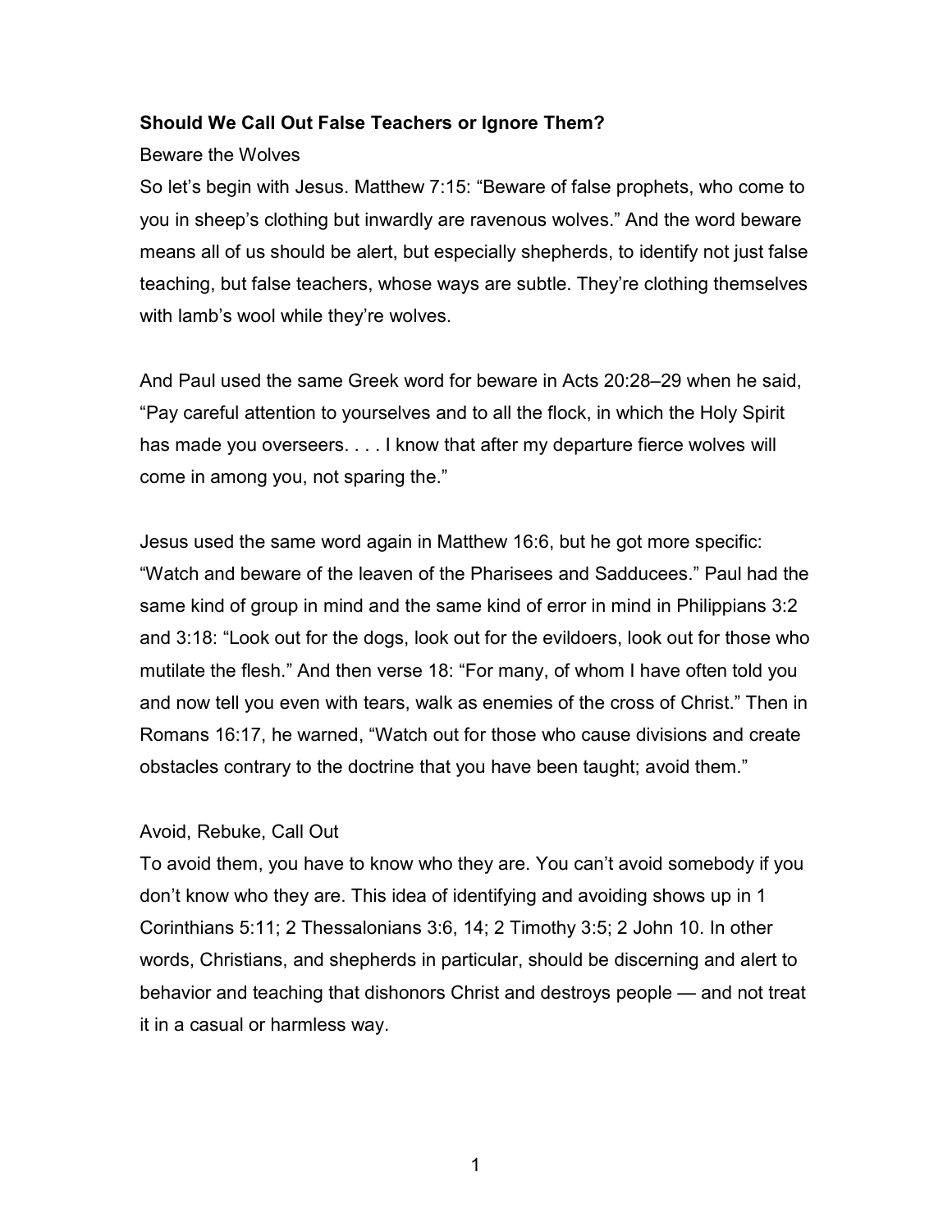**Should We Call Out False Teachers or Ignore Them?**

Beware the Wolves

So let's begin with Jesus. Matthew 7:15: "Beware of false prophets, who come to you in sheep's clothing but inwardly are ravenous wolves." And the word beware means all of us should be alert, but especially shepherds, to identify not just false teaching, but false teachers, whose ways are subtle. They're clothing themselves with lamb's wool while they're wolves.

And Paul used the same Greek word for beware in Acts 20:28–29 when he said, "Pay careful attention to yourselves and to all the flock, in which the Holy Spirit has made you overseers. . . . I know that after my departure fierce wolves will come in among you, not sparing the."

Jesus used the same word again in Matthew 16:6, but he got more specific: "Watch and beware of the leaven of the Pharisees and Sadducees." Paul had the same kind of group in mind and the same kind of error in mind in Philippians 3:2 and 3:18: "Look out for the dogs, look out for the evildoers, look out for those who mutilate the flesh." And then verse 18: "For many, of whom I have often told you and now tell you even with tears, walk as enemies of the cross of Christ." Then in Romans 16:17, he warned, "Watch out for those who cause divisions and create obstacles contrary to the doctrine that you have been taught; avoid them."

Avoid, Rebuke, Call Out

To avoid them, you have to know who they are. You can't avoid somebody if you don't know who they are. This idea of identifying and avoiding shows up in 1 Corinthians 5:11; 2 Thessalonians 3:6, 14; 2 Timothy 3:5; 2 John 10. In other words, Christians, and shepherds in particular, should be discerning and alert to behavior and teaching that dishonors Christ and destroys people — and not treat it in a casual or harmless way.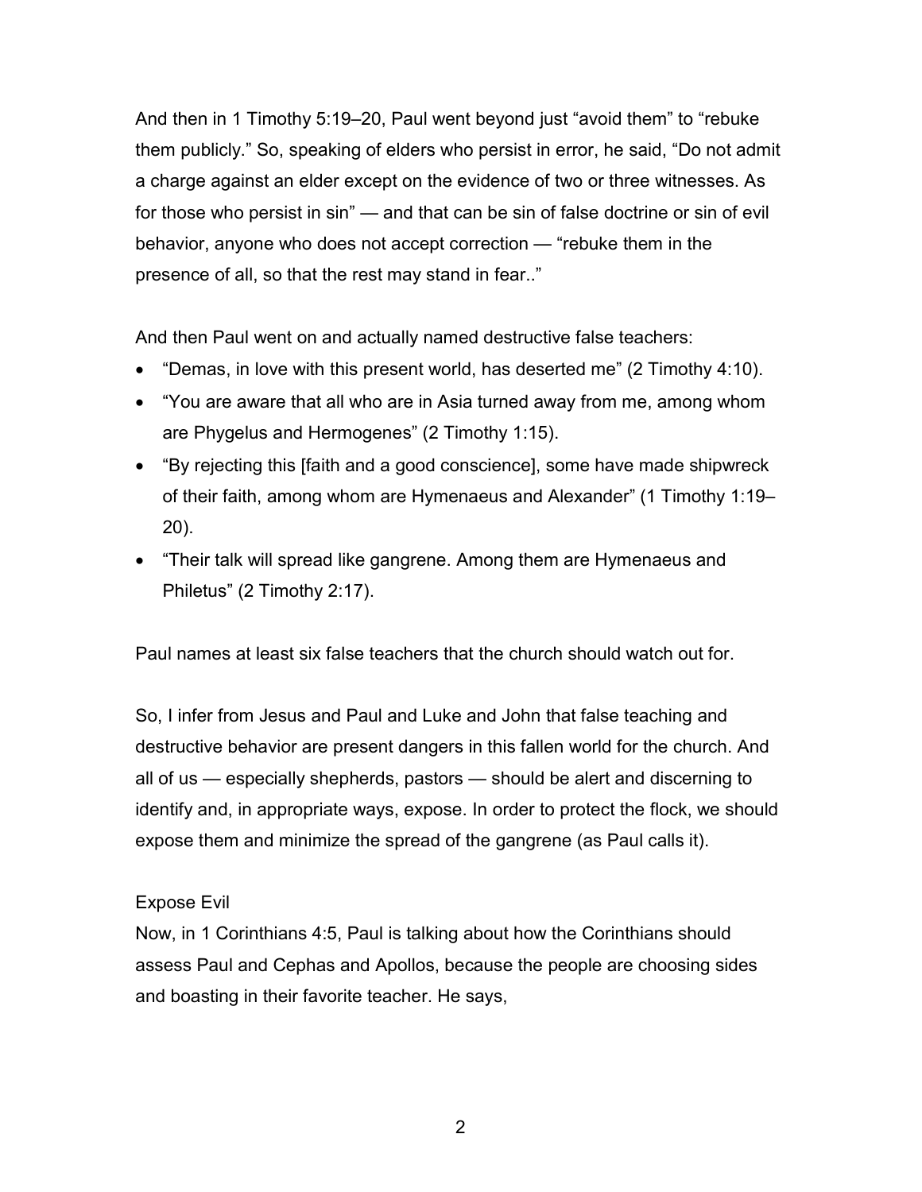And then in 1 Timothy 5:19–20, Paul went beyond just “avoid them” to “rebuke them publicly.” So, speaking of elders who persist in error, he said, “Do not admit a charge against an elder except on the evidence of two or three witnesses. As for those who persist in sin” — and that can be sin of false doctrine or sin of evil behavior, anyone who does not accept correction — “rebuke them in the presence of all, so that the rest may stand in fear..”

And then Paul went on and actually named destructive false teachers:

- “Demas, in love with this present world, has deserted me” (2 Timothy 4:10).
- “You are aware that all who are in Asia turned away from me, among whom are Phygelus and Hermogenes” (2 Timothy 1:15).
- “By rejecting this [faith and a good conscience], some have made shipwreck of their faith, among whom are Hymenaeus and Alexander” (1 Timothy 1:19–20).
- “Their talk will spread like gangrene. Among them are Hymenaeus and Philetus” (2 Timothy 2:17).

Paul names at least six false teachers that the church should watch out for.

So, I infer from Jesus and Paul and Luke and John that false teaching and destructive behavior are present dangers in this fallen world for the church. And all of us — especially shepherds, pastors — should be alert and discerning to identify and, in appropriate ways, expose. In order to protect the flock, we should expose them and minimize the spread of the gangrene (as Paul calls it).

### Expose Evil

Now, in 1 Corinthians 4:5, Paul is talking about how the Corinthians should assess Paul and Cephas and Apollos, because the people are choosing sides and boasting in their favorite teacher. He says,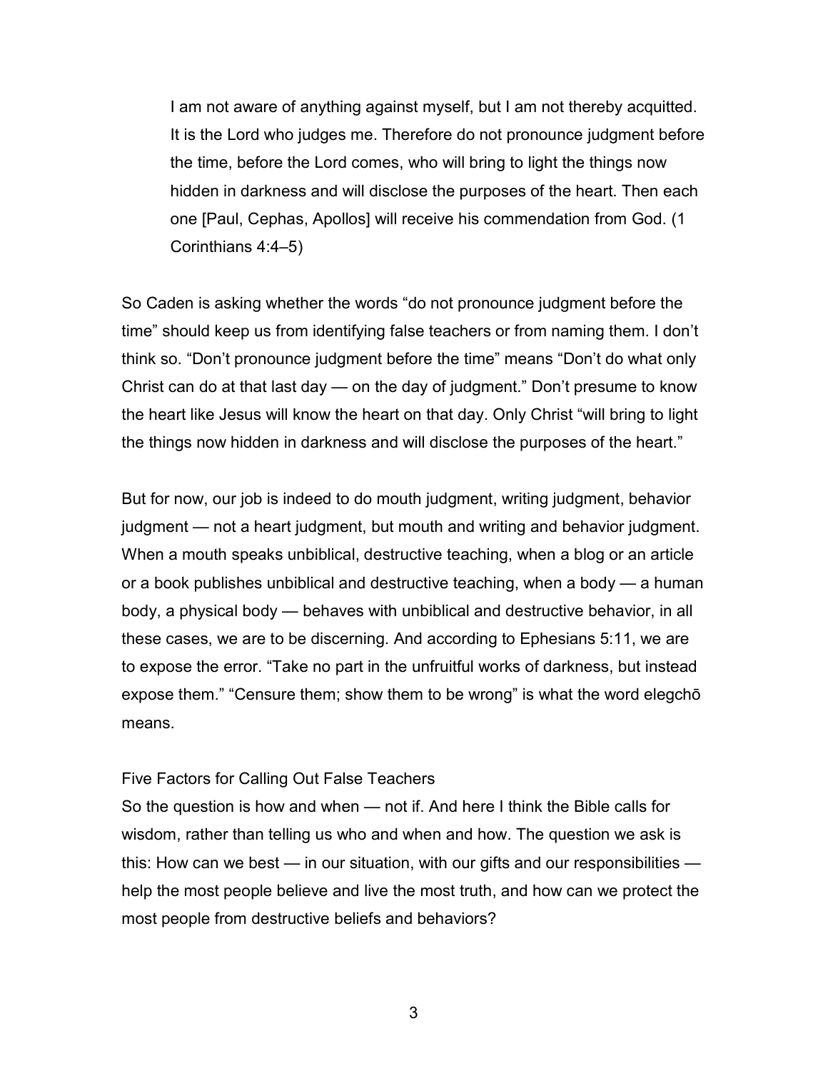> I am not aware of anything against myself, but I am not thereby acquitted. It is the Lord who judges me. Therefore do not pronounce judgment before the time, before the Lord comes, who will bring to light the things now hidden in darkness and will disclose the purposes of the heart. Then each one [Paul, Cephas, Apollos] will receive his commendation from God. (1 Corinthians 4:4–5)

So Caden is asking whether the words "do not pronounce judgment before the time" should keep us from identifying false teachers or from naming them. I don't think so. "Don't pronounce judgment before the time" means "Don't do what only Christ can do at that last day — on the day of judgment." Don't presume to know the heart like Jesus will know the heart on that day. Only Christ "will bring to light the things now hidden in darkness and will disclose the purposes of the heart."

But for now, our job is indeed to do mouth judgment, writing judgment, behavior judgment — not a heart judgment, but mouth and writing and behavior judgment. When a mouth speaks unbiblical, destructive teaching, when a blog or an article or a book publishes unbiblical and destructive teaching, when a body — a human body, a physical body — behaves with unbiblical and destructive behavior, in all these cases, we are to be discerning. And according to Ephesians 5:11, we are to expose the error. "Take no part in the unfruitful works of darkness, but instead expose them." "Censure them; show them to be wrong" is what the word elegchō means.

## Five Factors for Calling Out False Teachers

So the question is how and when — not if. And here I think the Bible calls for wisdom, rather than telling us who and when and how. The question we ask is this: How can we best — in our situation, with our gifts and our responsibilities — help the most people believe and live the most truth, and how can we protect the most people from destructive beliefs and behaviors?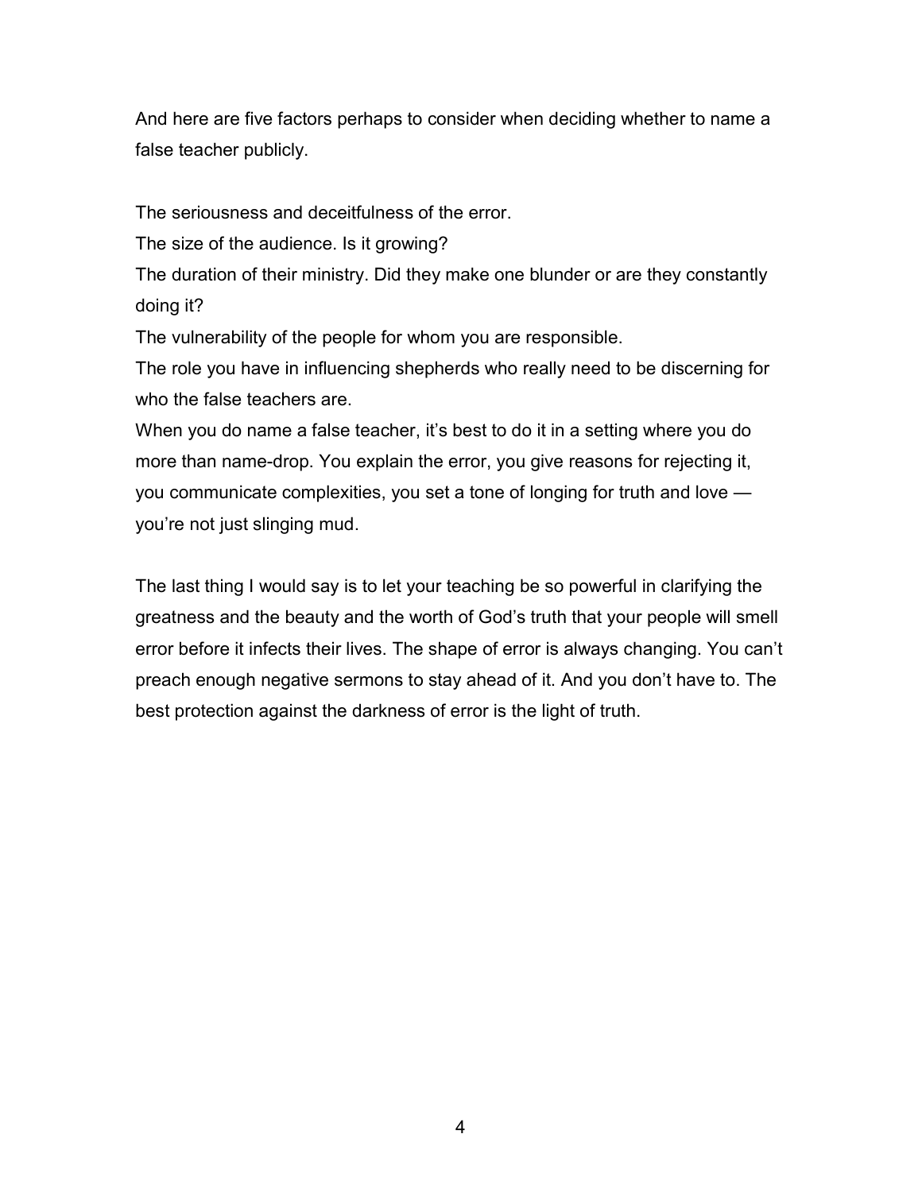And here are five factors perhaps to consider when deciding whether to name a false teacher publicly.

The seriousness and deceitfulness of the error.
The size of the audience. Is it growing?
The duration of their ministry. Did they make one blunder or are they constantly doing it?
The vulnerability of the people for whom you are responsible.
The role you have in influencing shepherds who really need to be discerning for who the false teachers are.
When you do name a false teacher, it's best to do it in a setting where you do more than name-drop. You explain the error, you give reasons for rejecting it, you communicate complexities, you set a tone of longing for truth and love — you're not just slinging mud.

The last thing I would say is to let your teaching be so powerful in clarifying the greatness and the beauty and the worth of God's truth that your people will smell error before it infects their lives. The shape of error is always changing. You can't preach enough negative sermons to stay ahead of it. And you don't have to. The best protection against the darkness of error is the light of truth.